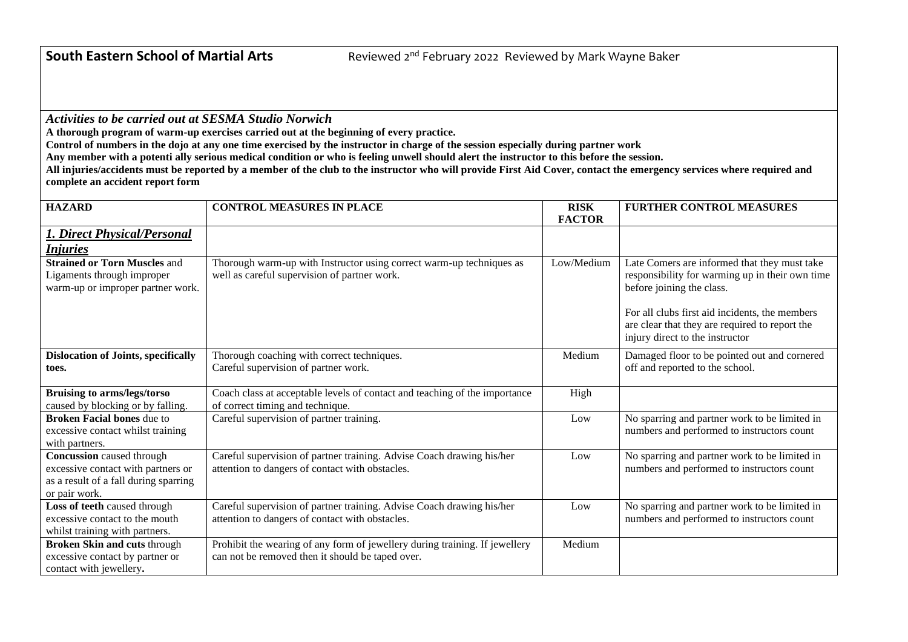**South Eastern School of Martial Arts** Reviewed 2nd February 2022 Reviewed by Mark Wayne Baker

***Activities to be carried out at SESMA Studio Norwich***

**A thorough program of warm-up exercises carried out at the beginning of every practice.**

**Control of numbers in the dojo at any one time exercised by the instructor in charge of the session especially during partner work**

**Any member with a potenti ally serious medical condition or who is feeling unwell should alert the instructor to this before the session.**

**All injuries/accidents must be reported by a member of the club to the instructor who will provide First Aid Cover, contact the emergency services where required and complete an accident report form**

| HAZARD | CONTROL MEASURES IN PLACE | RISK FACTOR | FURTHER CONTROL MEASURES |
|---|---|---|---|
| ***1. Direct Physical/Personal Injuries*** | | | |
| **Strained or Torn Muscles** and Ligaments through improper warm-up or improper partner work. | Thorough warm-up with Instructor using correct warm-up techniques as well as careful supervision of partner work. | Low/Medium | Late Comers are informed that they must take responsibility for warming up in their own time before joining the class.<br><br>For all clubs first aid incidents, the members are clear that they are required to report the injury direct to the instructor |
| **Dislocation of Joints, specifically toes.** | Thorough coaching with correct techniques.<br>Careful supervision of partner work. | Medium | Damaged floor to be pointed out and cornered off and reported to the school. |
| **Bruising to arms/legs/torso** caused by blocking or by falling. | Coach class at acceptable levels of contact and teaching of the importance of correct timing and technique. | High | |
| **Broken Facial bones** due to excessive contact whilst training with partners. | Careful supervision of partner training. | Low | No sparring and partner work to be limited in numbers and performed to instructors count |
| **Concussion** caused through excessive contact with partners or as a result of a fall during sparring or pair work. | Careful supervision of partner training. Advise Coach drawing his/her attention to dangers of contact with obstacles. | Low | No sparring and partner work to be limited in numbers and performed to instructors count |
| **Loss of teeth** caused through excessive contact to the mouth whilst training with partners. | Careful supervision of partner training. Advise Coach drawing his/her attention to dangers of contact with obstacles. | Low | No sparring and partner work to be limited in numbers and performed to instructors count |
| **Broken Skin and cuts** through excessive contact by partner or contact with jewellery**.** | Prohibit the wearing of any form of jewellery during training. If jewellery can not be removed then it should be taped over. | Medium | |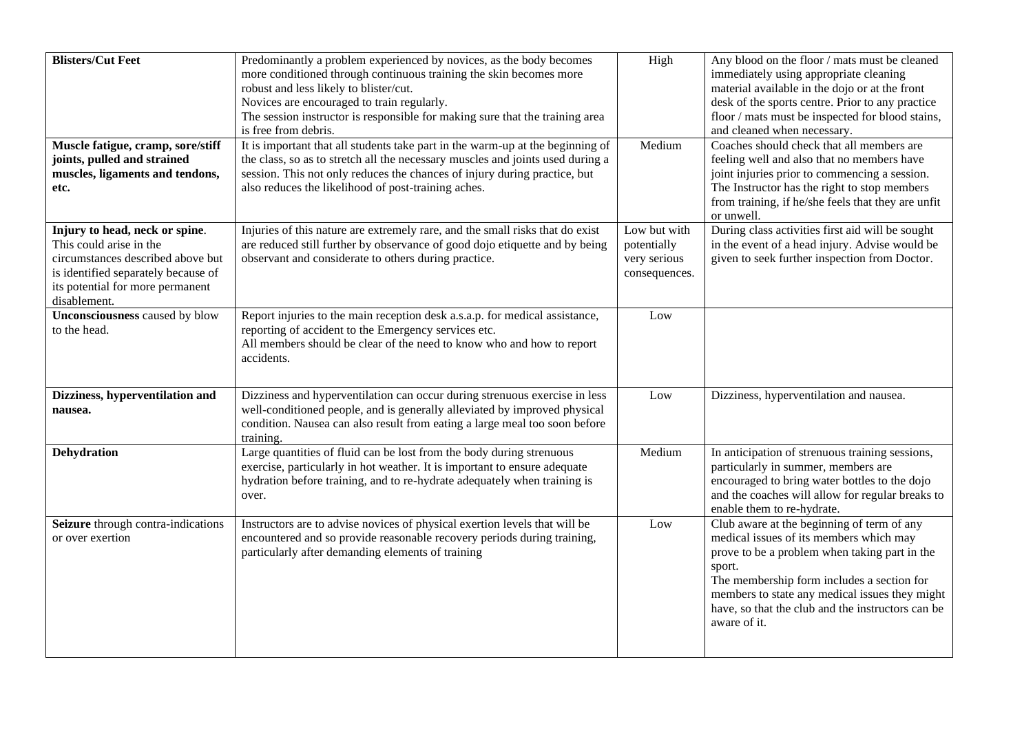| **Blisters/Cut Feet** | Predominantly a problem experienced by novices, as the body becomes more conditioned through continuous training the skin becomes more robust and less likely to blister/cut.<br>Novices are encouraged to train regularly.<br>The session instructor is responsible for making sure that the training area is free from debris. | High | Any blood on the floor / mats must be cleaned immediately using appropriate cleaning material available in the dojo or at the front desk of the sports centre. Prior to any practice floor / mats must be inspected for blood stains, and cleaned when necessary. |
|---|---|---|---|
| **Muscle fatigue, cramp, sore/stiff joints, pulled and strained muscles, ligaments and tendons, etc.** | It is important that all students take part in the warm-up at the beginning of the class, so as to stretch all the necessary muscles and joints used during a session. This not only reduces the chances of injury during practice, but also reduces the likelihood of post-training aches. | Medium | Coaches should check that all members are feeling well and also that no members have joint injuries prior to commencing a session. The Instructor has the right to stop members from training, if he/she feels that they are unfit or unwell. |
| **Injury to head, neck or spine**. This could arise in the circumstances described above but is identified separately because of its potential for more permanent disablement. | Injuries of this nature are extremely rare, and the small risks that do exist are reduced still further by observance of good dojo etiquette and by being observant and considerate to others during practice. | Low but with potentially very serious consequences. | During class activities first aid will be sought in the event of a head injury. Advise would be given to seek further inspection from Doctor. |
| **Unconsciousness** caused by blow to the head. | Report injuries to the main reception desk a.s.a.p. for medical assistance, reporting of accident to the Emergency services etc.<br>All members should be clear of the need to know who and how to report accidents. | Low | |
| **Dizziness, hyperventilation and nausea.** | Dizziness and hyperventilation can occur during strenuous exercise in less well-conditioned people, and is generally alleviated by improved physical condition. Nausea can also result from eating a large meal too soon before training. | Low | Dizziness, hyperventilation and nausea. |
| **Dehydration** | Large quantities of fluid can be lost from the body during strenuous exercise, particularly in hot weather. It is important to ensure adequate hydration before training, and to re-hydrate adequately when training is over. | Medium | In anticipation of strenuous training sessions, particularly in summer, members are encouraged to bring water bottles to the dojo and the coaches will allow for regular breaks to enable them to re-hydrate. |
| **Seizure** through contra-indications or over exertion | Instructors are to advise novices of physical exertion levels that will be encountered and so provide reasonable recovery periods during training, particularly after demanding elements of training | Low | Club aware at the beginning of term of any medical issues of its members which may prove to be a problem when taking part in the sport.<br>The membership form includes a section for members to state any medical issues they might have, so that the club and the instructors can be aware of it. |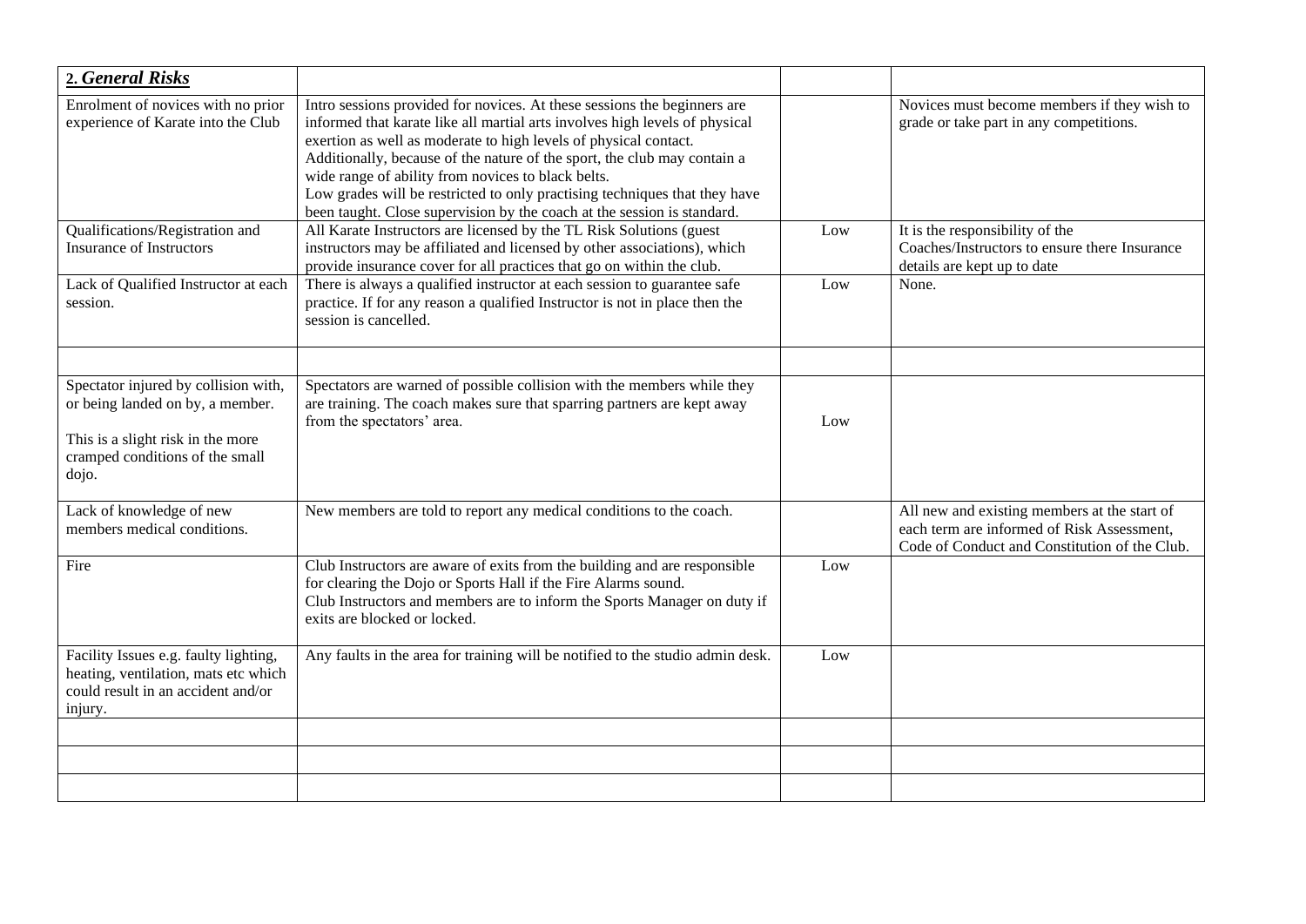| | | | |
|---|---|---|---|
| **2. *General Risks*** | | | |
| Enrolment of novices with no prior experience of Karate into the Club | Intro sessions provided for novices. At these sessions the beginners are informed that karate like all martial arts involves high levels of physical exertion as well as moderate to high levels of physical contact. Additionally, because of the nature of the sport, the club may contain a wide range of ability from novices to black belts. Low grades will be restricted to only practising techniques that they have been taught. Close supervision by the coach at the session is standard. | | Novices must become members if they wish to grade or take part in any competitions. |
| Qualifications/Registration and Insurance of Instructors | All Karate Instructors are licensed by the TL Risk Solutions (guest instructors may be affiliated and licensed by other associations), which provide insurance cover for all practices that go on within the club. | Low | It is the responsibility of the Coaches/Instructors to ensure there Insurance details are kept up to date |
| Lack of Qualified Instructor at each session. | There is always a qualified instructor at each session to guarantee safe practice. If for any reason a qualified Instructor is not in place then the session is cancelled. | Low | None. |
| | | | |
| Spectator injured by collision with, or being landed on by, a member.<br><br>This is a slight risk in the more cramped conditions of the small dojo. | Spectators are warned of possible collision with the members while they are training. The coach makes sure that sparring partners are kept away from the spectators' area. | Low | |
| Lack of knowledge of new members medical conditions. | New members are told to report any medical conditions to the coach. | | All new and existing members at the start of each term are informed of Risk Assessment, Code of Conduct and Constitution of the Club. |
| Fire | Club Instructors are aware of exits from the building and are responsible for clearing the Dojo or Sports Hall if the Fire Alarms sound.<br>Club Instructors and members are to inform the Sports Manager on duty if exits are blocked or locked. | Low | |
| Facility Issues e.g. faulty lighting, heating, ventilation, mats etc which could result in an accident and/or injury. | Any faults in the area for training will be notified to the studio admin desk. | Low | |
| | | | |
| | | | |
| | | | |